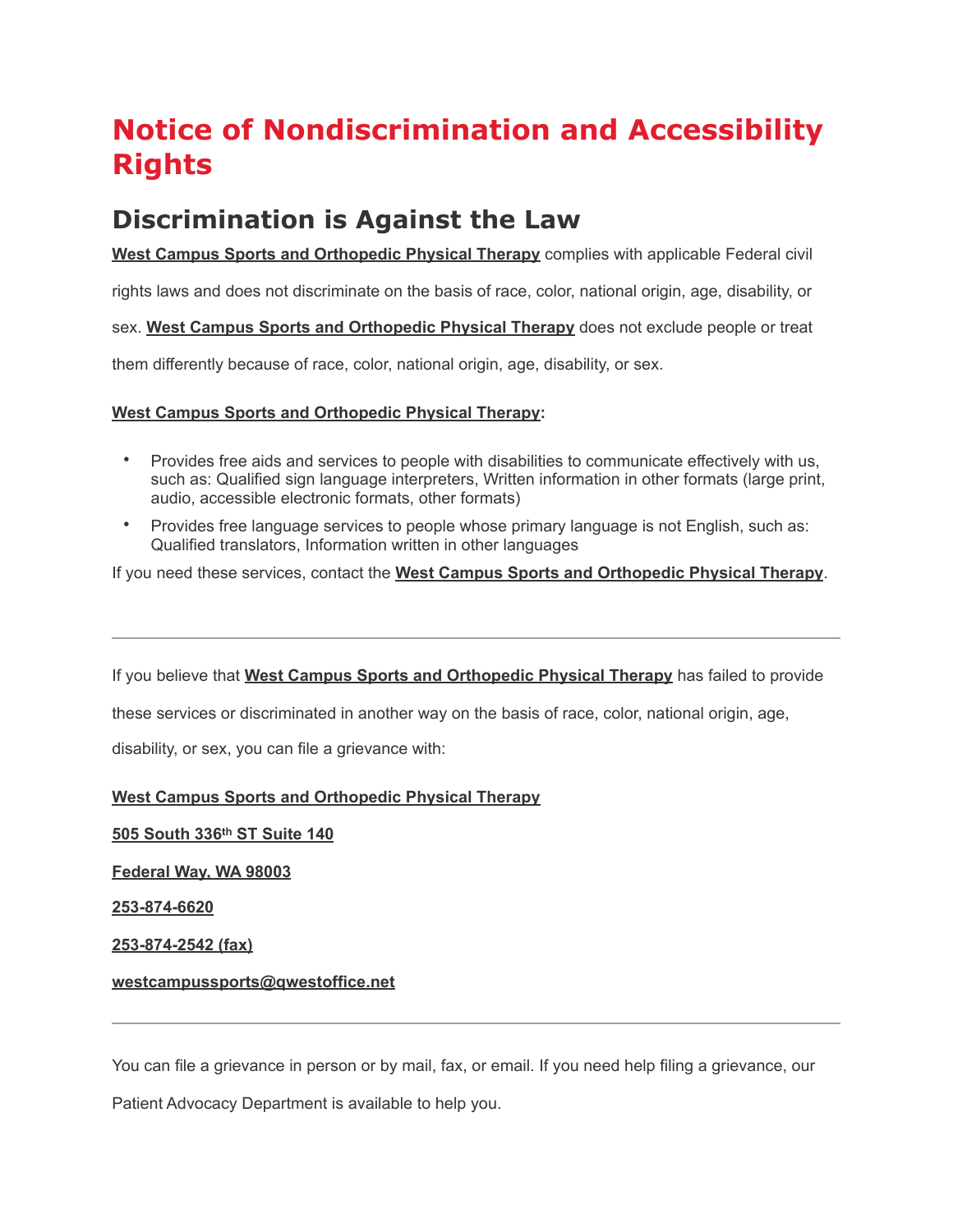# Notice of Nondiscrimination and Accessibility Rights

## Discrimination is Against the Law

**West Campus Sports and Orthopedic Physical Therapy** complies with applicable Federal civil rights laws and does not discriminate on the basis of race, color, national origin, age, disability, or sex. **West Campus Sports and Orthopedic Physical Therapy** does not exclude people or treat them differently because of race, color, national origin, age, disability, or sex.

**West Campus Sports and Orthopedic Physical Therapy:**

- Provides free aids and services to people with disabilities to communicate effectively with us, such as: Qualified sign language interpreters, Written information in other formats (large print, audio, accessible electronic formats, other formats)
- Provides free language services to people whose primary language is not English, such as: Qualified translators, Information written in other languages

If you need these services, contact the **West Campus Sports and Orthopedic Physical Therapy**.

---

If you believe that **West Campus Sports and Orthopedic Physical Therapy** has failed to provide these services or discriminated in another way on the basis of race, color, national origin, age, disability, or sex, you can file a grievance with:

**West Campus Sports and Orthopedic Physical Therapy**

**505 South 336th ST Suite 140**

**Federal Way, WA 98003**

**253-874-6620**

**253-874-2542 (fax)**

**westcampussports@qwestoffice.net**

---

You can file a grievance in person or by mail, fax, or email. If you need help filing a grievance, our Patient Advocacy Department is available to help you.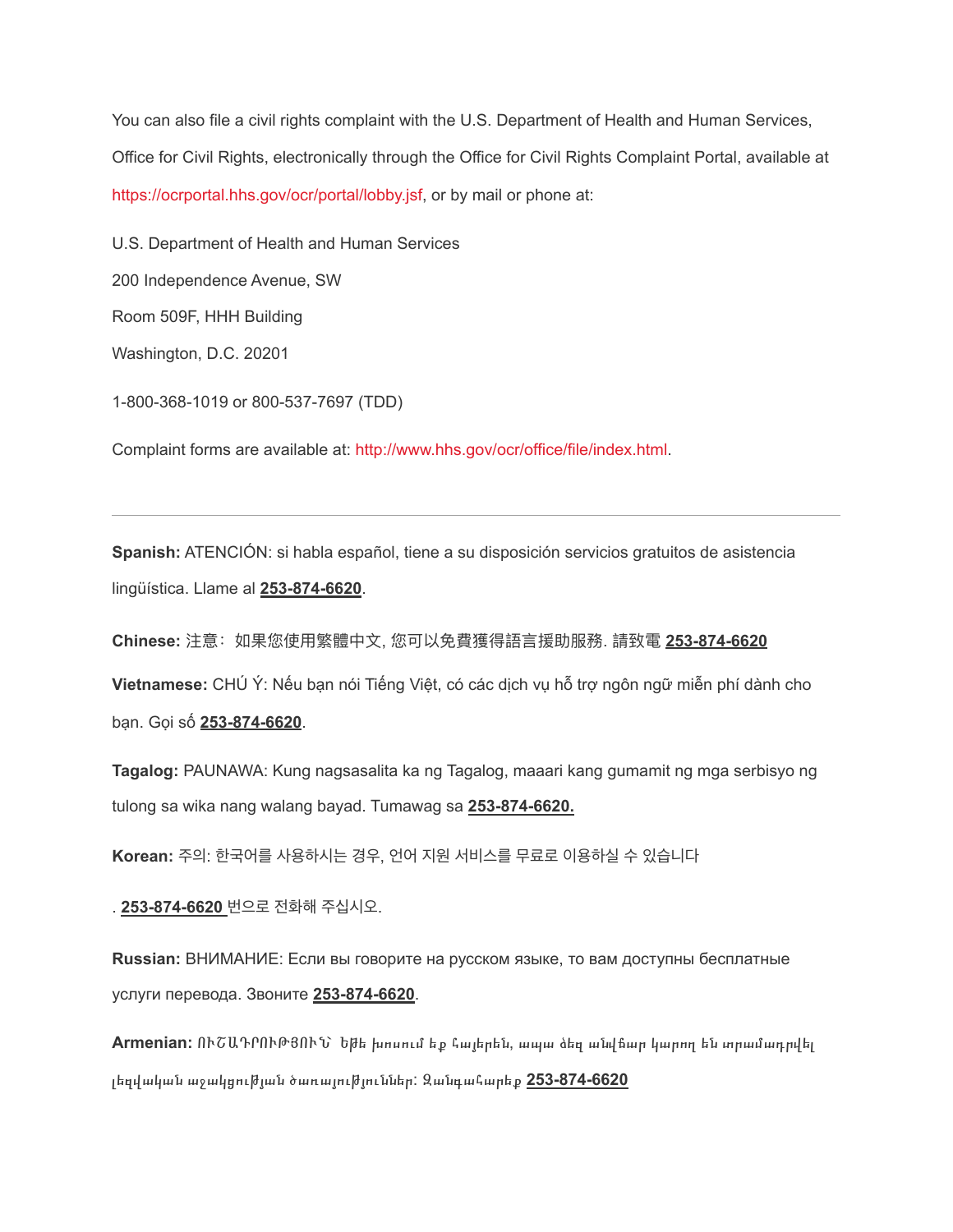You can also file a civil rights complaint with the U.S. Department of Health and Human Services, Office for Civil Rights, electronically through the Office for Civil Rights Complaint Portal, available at https://ocrportal.hhs.gov/ocr/portal/lobby.jsf, or by mail or phone at:

U.S. Department of Health and Human Services

200 Independence Avenue, SW

Room 509F, HHH Building

Washington, D.C. 20201

1-800-368-1019 or 800-537-7697 (TDD)

Complaint forms are available at: http://www.hhs.gov/ocr/office/file/index.html.

---

**Spanish:** ATENCIÓN: si habla español, tiene a su disposición servicios gratuitos de asistencia lingüística. Llame al **253-874-6620**.

**Chinese:** 注意：如果您使用繁體中文, 您可以免費獲得語言援助服務. 請致電 **253-874-6620**

**Vietnamese:** CHÚ Ý: Nếu bạn nói Tiếng Việt, có các dịch vụ hỗ trợ ngôn ngữ miễn phí dành cho bạn. Gọi số **253-874-6620**.

**Tagalog:** PAUNAWA: Kung nagsasalita ka ng Tagalog, maaari kang gumamit ng mga serbisyo ng tulong sa wika nang walang bayad. Tumawag sa **253-874-6620.**

**Korean:** 주의: 한국어를 사용하시는 경우, 언어 지원 서비스를 무료로 이용하실 수 있습니다

. **253-874-6620** 번으로 전화해 주십시오.

**Russian:** ВНИМАНИЕ: Если вы говорите на русском языке, то вам доступны бесплатные услуги перевода. Звоните **253-874-6620**.

**Armenian:** ՈՒՇԱԴՐՈՒԹՅՈՒՆ՝ Եթե խոսում եք հայերեն, ապա ձեզ անվճար կարող են տրամադրվել լեզվական աջակցության ծառայություններ: Զանգահարեք **253-874-6620**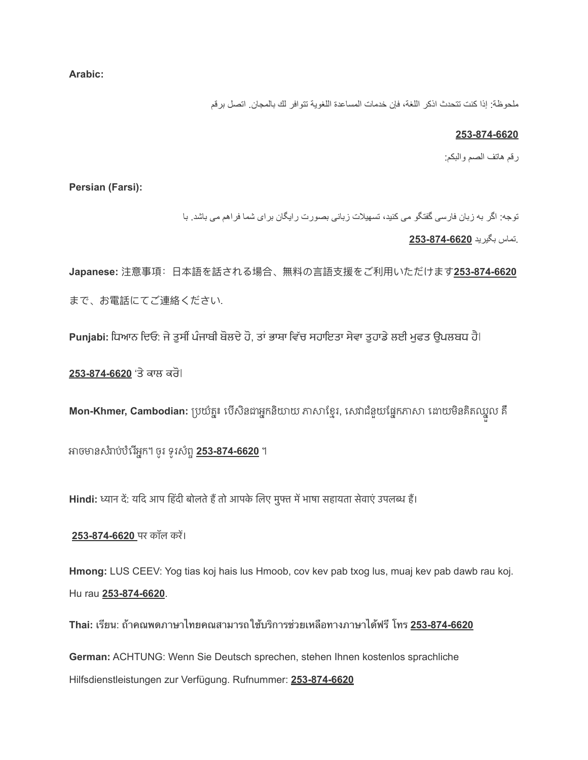**Arabic:**

ملحوظة: إذا كنت تتحدث اذكر اللغة، فإن خدمات المساعدة اللغوية تتوافر لك بالمجان. اتصل برقم

**253-874-6620**

رقم هاتف الصم والبكم:

**Persian (Farsi):**

توجه: اگر به زبان فارسی گفتگو می کنید، تسهیلات زبانی بصورت رایگان برای شما فراهم می باشد. با

تماس بگیرید **253-874-6620**.

**Japanese:** 注意事項：日本語を話される場合、無料の言語支援をご利用いただけます**253-874-6620** まで、お電話にてご連絡ください.

**Punjabi:** ਧਿਆਨ ਦਿਓ: ਜੇ ਤੁਸੀਂ ਪੰਜਾਬੀ ਬੋਲਦੇ ਹੋ, ਤਾਂ ਭਾਸ਼ਾ ਵਿੱਚ ਸਹਾਇਤਾ ਸੇਵਾ ਤੁਹਾਡੇ ਲਈ ਮੁਫਤ ਉਪਲਬਧ ਹੈ।

**253-874-6620** 'ਤੇ ਕਾਲ ਕਰੋ।

**Mon-Khmer, Cambodian:** ប្រយ័ត្ន៖ បើសិនជាអ្នកនិយាយ ភាសាខ្មែរ, សេវាជំនួយផ្នែកភាសា ដោយមិនគិតឈ្នួល គឺអាចមានសំរាប់បំរើអ្នក។ ចូរ ទូរស័ព្ទ **253-874-6620** ។

**Hindi:** ध्यान दें: यदि आप हिंदी बोलते हैं तो आपके लिए मुफ्त में भाषा सहायता सेवाएं उपलब्ध हैं।

**253-874-6620** पर कॉल करें।

**Hmong:** LUS CEEV: Yog tias koj hais lus Hmoob, cov kev pab txog lus, muaj kev pab dawb rau koj. Hu rau **253-874-6620**.

**Thai:** เรียน: ถ้าคุณพูดภาษาไทยคุณสามารถใช้บริการช่วยเหลือทางภาษาได้ฟรี โทร **253-874-6620**

**German:** ACHTUNG: Wenn Sie Deutsch sprechen, stehen Ihnen kostenlos sprachliche Hilfsdienstleistungen zur Verfügung. Rufnummer: **253-874-6620**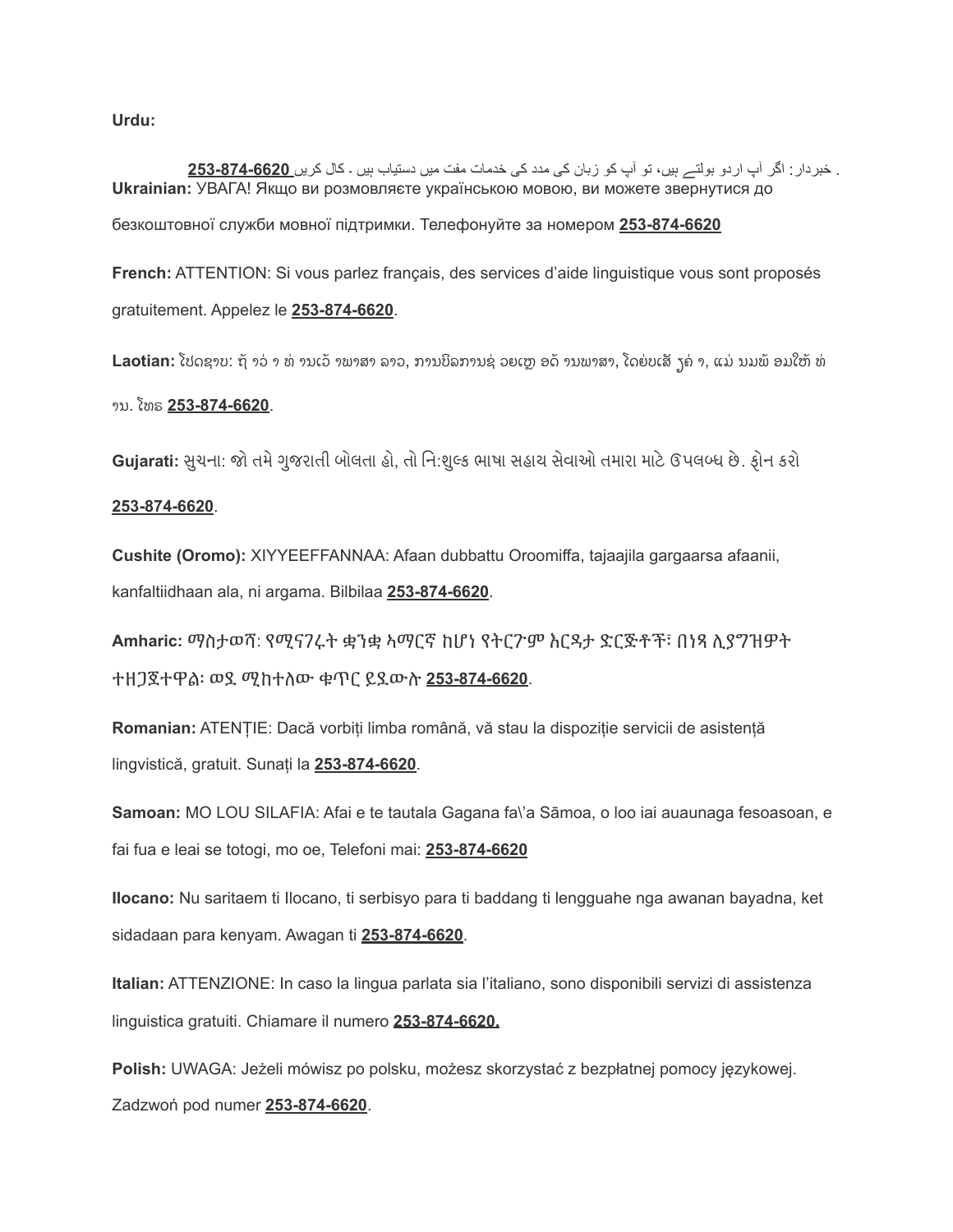**Urdu:**

خبردار: اگر آپ اردو بولتے ہیں، تو آپ کو زبان کی مدد کی خدمات مفت میں دستیاب ہیں ۔ کال کریں **253-874-6620** .

**Ukrainian:** УВАГА! Якщо ви розмовляєте українською мовою, ви можете звернутися до безкоштовної служби мовної підтримки. Телефонуйте за номером **253-874-6620**

**French:** ATTENTION: Si vous parlez français, des services d'aide linguistique vous sont proposés gratuitement. Appelez le **253-874-6620**.

**Laotian:** ໂປດຊາບ: ຖ້າວ່າ ທ່ານເວົ້າພາສາ ລາວ, ການບໍລິການຊ່ວຍເຫຼືອດ້ານພາສາ, ໂດຍບໍ່ເສັຽຄ່າ, ແມ່ນມີພ້ອມໃຫ້ທ່ານ. ໂທຣ **253-874-6620**.

**Gujarati:** સુચના: જો તમે ગુજરાતી બોલતા હો, તો નિ:શુલ્ક ભાષા સહાય સેવાઓ તમારા માટે ઉપલબ્ધ છે. ફોન કરો **253-874-6620**.

**Cushite (Oromo):** XIYYEEFFANNAA: Afaan dubbattu Oroomiffa, tajaajila gargaarsa afaanii, kanfaltiidhaan ala, ni argama. Bilbilaa **253-874-6620**.

**Amharic:** ማስታወሻ: የሚናገሩት ቋንቋ ኣማርኛ ከሆነ የትርጉም እርዳታ ድርጅቶች፣ በነጻ ሊያግዝዎት ተዘጋጀተዋል፡ ወደ ሚከተለው ቁጥር ይደውሉ **253-874-6620**.

**Romanian:** ATENȚIE: Dacă vorbiți limba română, vă stau la dispoziție servicii de asistență lingvistică, gratuit. Sunați la **253-874-6620**.

**Samoan:** MO LOU SILAFIA: Afai e te tautala Gagana fa\'a Sāmoa, o loo iai auaunaga fesoasoan, e fai fua e leai se totogi, mo oe, Telefoni mai: **253-874-6620**

**Ilocano:** Nu saritaem ti Ilocano, ti serbisyo para ti baddang ti lengguahe nga awanan bayadna, ket sidadaan para kenyam. Awagan ti **253-874-6620**.

**Italian:** ATTENZIONE: In caso la lingua parlata sia l'italiano, sono disponibili servizi di assistenza linguistica gratuiti. Chiamare il numero **253-874-6620.**

**Polish:** UWAGA: Jeżeli mówisz po polsku, możesz skorzystać z bezpłatnej pomocy językowej. Zadzwoń pod numer **253-874-6620**.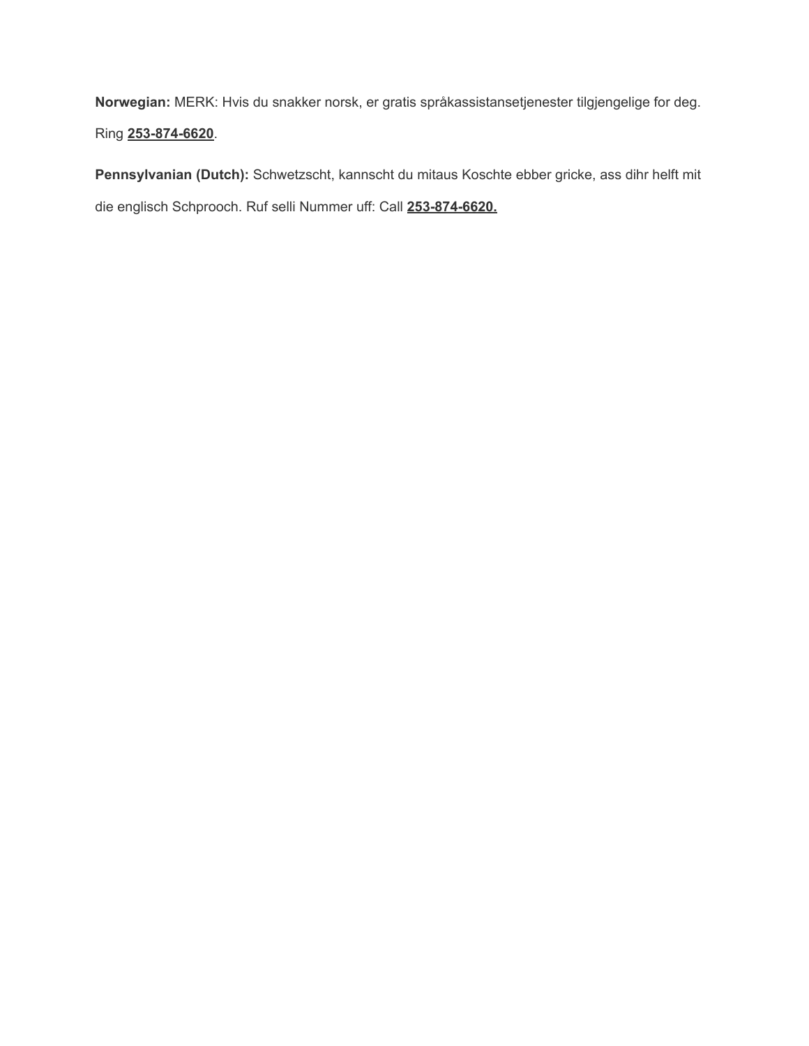**Norwegian:** MERK: Hvis du snakker norsk, er gratis språkassistansetjenester tilgjengelige for deg. Ring **253-874-6620**.

**Pennsylvanian (Dutch):** Schwetzscht, kannscht du mitaus Koschte ebber gricke, ass dihr helft mit die englisch Schprooch. Ruf selli Nummer uff: Call **253-874-6620.**